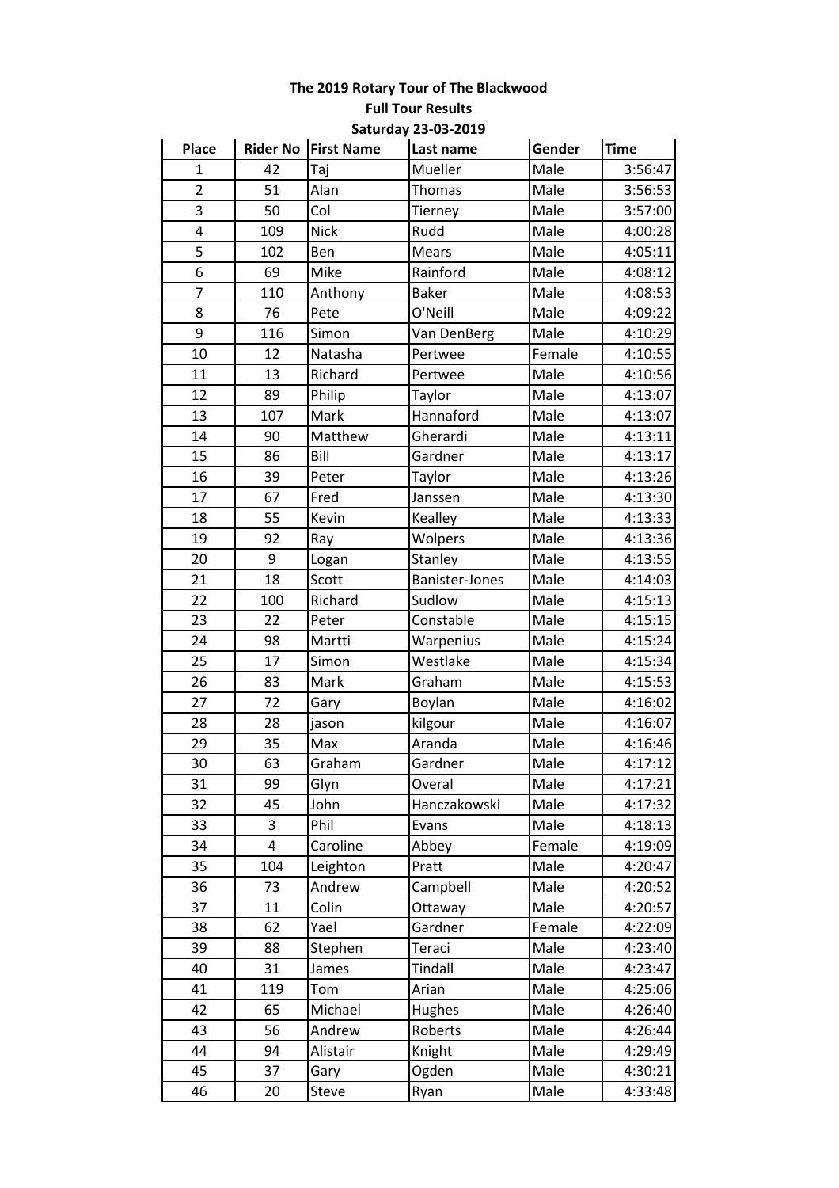# The 2019 Rotary Tour of The Blackwood

## Full Tour Results

### Saturday 23-03-2019

| Place | Rider No | First Name | Last name | Gender | Time |
|---|---|---|---|---|---|
| 1 | 42 | Taj | Mueller | Male | 3:56:47 |
| 2 | 51 | Alan | Thomas | Male | 3:56:53 |
| 3 | 50 | Col | Tierney | Male | 3:57:00 |
| 4 | 109 | Nick | Rudd | Male | 4:00:28 |
| 5 | 102 | Ben | Mears | Male | 4:05:11 |
| 6 | 69 | Mike | Rainford | Male | 4:08:12 |
| 7 | 110 | Anthony | Baker | Male | 4:08:53 |
| 8 | 76 | Pete | O'Neill | Male | 4:09:22 |
| 9 | 116 | Simon | Van DenBerg | Male | 4:10:29 |
| 10 | 12 | Natasha | Pertwee | Female | 4:10:55 |
| 11 | 13 | Richard | Pertwee | Male | 4:10:56 |
| 12 | 89 | Philip | Taylor | Male | 4:13:07 |
| 13 | 107 | Mark | Hannaford | Male | 4:13:07 |
| 14 | 90 | Matthew | Gherardi | Male | 4:13:11 |
| 15 | 86 | Bill | Gardner | Male | 4:13:17 |
| 16 | 39 | Peter | Taylor | Male | 4:13:26 |
| 17 | 67 | Fred | Janssen | Male | 4:13:30 |
| 18 | 55 | Kevin | Kealley | Male | 4:13:33 |
| 19 | 92 | Ray | Wolpers | Male | 4:13:36 |
| 20 | 9 | Logan | Stanley | Male | 4:13:55 |
| 21 | 18 | Scott | Banister-Jones | Male | 4:14:03 |
| 22 | 100 | Richard | Sudlow | Male | 4:15:13 |
| 23 | 22 | Peter | Constable | Male | 4:15:15 |
| 24 | 98 | Martti | Warpenius | Male | 4:15:24 |
| 25 | 17 | Simon | Westlake | Male | 4:15:34 |
| 26 | 83 | Mark | Graham | Male | 4:15:53 |
| 27 | 72 | Gary | Boylan | Male | 4:16:02 |
| 28 | 28 | jason | kilgour | Male | 4:16:07 |
| 29 | 35 | Max | Aranda | Male | 4:16:46 |
| 30 | 63 | Graham | Gardner | Male | 4:17:12 |
| 31 | 99 | Glyn | Overal | Male | 4:17:21 |
| 32 | 45 | John | Hanczakowski | Male | 4:17:32 |
| 33 | 3 | Phil | Evans | Male | 4:18:13 |
| 34 | 4 | Caroline | Abbey | Female | 4:19:09 |
| 35 | 104 | Leighton | Pratt | Male | 4:20:47 |
| 36 | 73 | Andrew | Campbell | Male | 4:20:52 |
| 37 | 11 | Colin | Ottaway | Male | 4:20:57 |
| 38 | 62 | Yael | Gardner | Female | 4:22:09 |
| 39 | 88 | Stephen | Teraci | Male | 4:23:40 |
| 40 | 31 | James | Tindall | Male | 4:23:47 |
| 41 | 119 | Tom | Arian | Male | 4:25:06 |
| 42 | 65 | Michael | Hughes | Male | 4:26:40 |
| 43 | 56 | Andrew | Roberts | Male | 4:26:44 |
| 44 | 94 | Alistair | Knight | Male | 4:29:49 |
| 45 | 37 | Gary | Ogden | Male | 4:30:21 |
| 46 | 20 | Steve | Ryan | Male | 4:33:48 |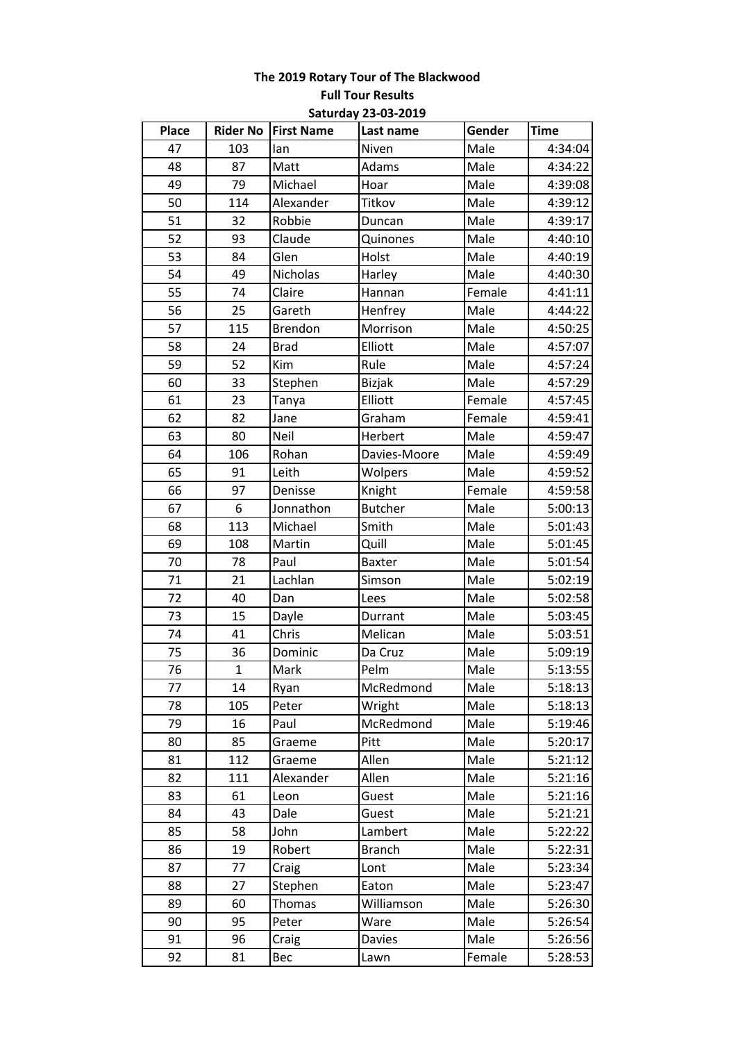**The 2019 Rotary Tour of The Blackwood**

**Full Tour Results**

**Saturday 23-03-2019**

| Place | Rider No | First Name | Last name | Gender | Time |
|---|---|---|---|---|---|
| 47 | 103 | Ian | Niven | Male | 4:34:04 |
| 48 | 87 | Matt | Adams | Male | 4:34:22 |
| 49 | 79 | Michael | Hoar | Male | 4:39:08 |
| 50 | 114 | Alexander | Titkov | Male | 4:39:12 |
| 51 | 32 | Robbie | Duncan | Male | 4:39:17 |
| 52 | 93 | Claude | Quinones | Male | 4:40:10 |
| 53 | 84 | Glen | Holst | Male | 4:40:19 |
| 54 | 49 | Nicholas | Harley | Male | 4:40:30 |
| 55 | 74 | Claire | Hannan | Female | 4:41:11 |
| 56 | 25 | Gareth | Henfrey | Male | 4:44:22 |
| 57 | 115 | Brendon | Morrison | Male | 4:50:25 |
| 58 | 24 | Brad | Elliott | Male | 4:57:07 |
| 59 | 52 | Kim | Rule | Male | 4:57:24 |
| 60 | 33 | Stephen | Bizjak | Male | 4:57:29 |
| 61 | 23 | Tanya | Elliott | Female | 4:57:45 |
| 62 | 82 | Jane | Graham | Female | 4:59:41 |
| 63 | 80 | Neil | Herbert | Male | 4:59:47 |
| 64 | 106 | Rohan | Davies-Moore | Male | 4:59:49 |
| 65 | 91 | Leith | Wolpers | Male | 4:59:52 |
| 66 | 97 | Denisse | Knight | Female | 4:59:58 |
| 67 | 6 | Jonnathon | Butcher | Male | 5:00:13 |
| 68 | 113 | Michael | Smith | Male | 5:01:43 |
| 69 | 108 | Martin | Quill | Male | 5:01:45 |
| 70 | 78 | Paul | Baxter | Male | 5:01:54 |
| 71 | 21 | Lachlan | Simson | Male | 5:02:19 |
| 72 | 40 | Dan | Lees | Male | 5:02:58 |
| 73 | 15 | Dayle | Durrant | Male | 5:03:45 |
| 74 | 41 | Chris | Melican | Male | 5:03:51 |
| 75 | 36 | Dominic | Da Cruz | Male | 5:09:19 |
| 76 | 1 | Mark | Pelm | Male | 5:13:55 |
| 77 | 14 | Ryan | McRedmond | Male | 5:18:13 |
| 78 | 105 | Peter | Wright | Male | 5:18:13 |
| 79 | 16 | Paul | McRedmond | Male | 5:19:46 |
| 80 | 85 | Graeme | Pitt | Male | 5:20:17 |
| 81 | 112 | Graeme | Allen | Male | 5:21:12 |
| 82 | 111 | Alexander | Allen | Male | 5:21:16 |
| 83 | 61 | Leon | Guest | Male | 5:21:16 |
| 84 | 43 | Dale | Guest | Male | 5:21:21 |
| 85 | 58 | John | Lambert | Male | 5:22:22 |
| 86 | 19 | Robert | Branch | Male | 5:22:31 |
| 87 | 77 | Craig | Lont | Male | 5:23:34 |
| 88 | 27 | Stephen | Eaton | Male | 5:23:47 |
| 89 | 60 | Thomas | Williamson | Male | 5:26:30 |
| 90 | 95 | Peter | Ware | Male | 5:26:54 |
| 91 | 96 | Craig | Davies | Male | 5:26:56 |
| 92 | 81 | Bec | Lawn | Female | 5:28:53 |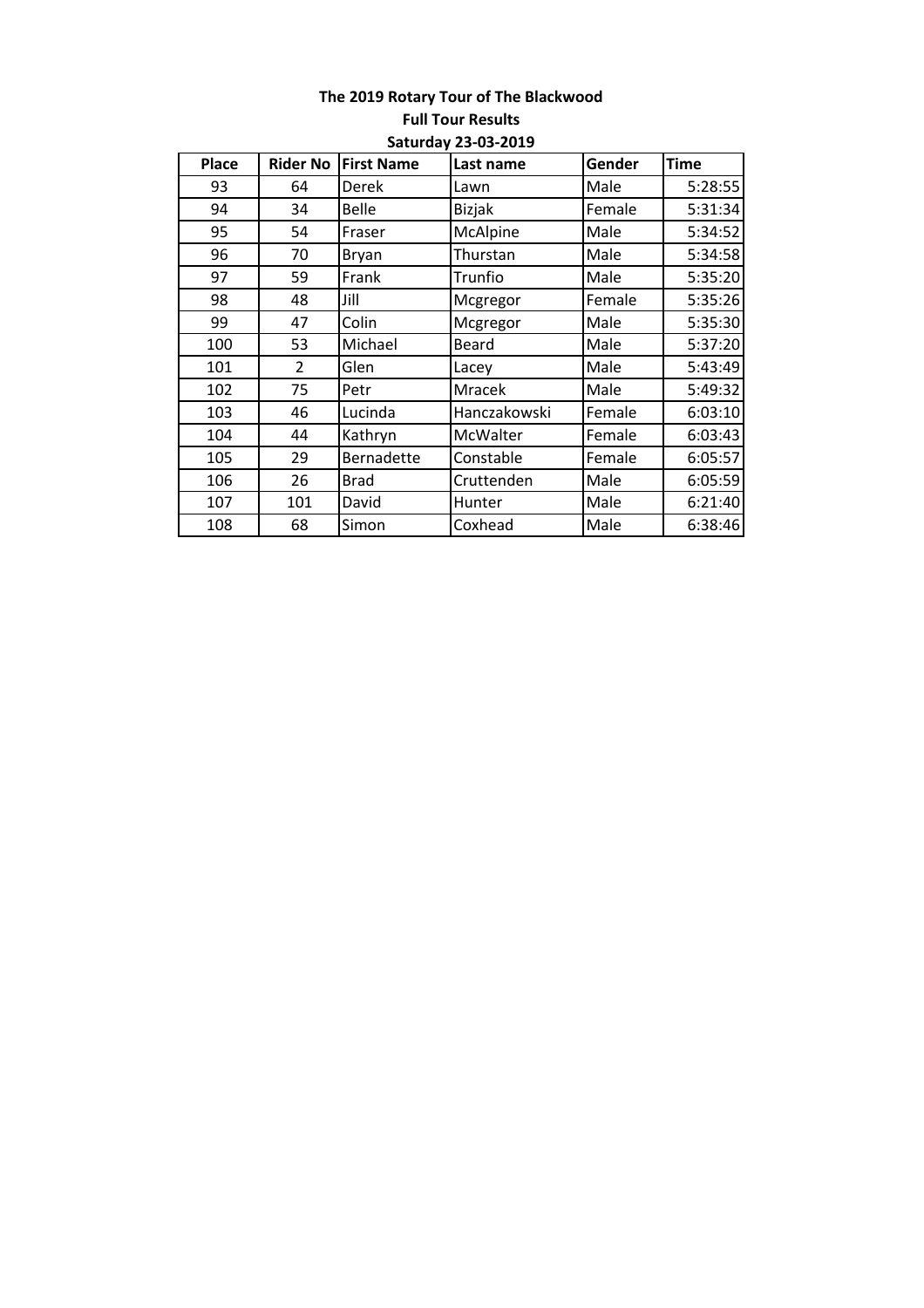**The 2019 Rotary Tour of The Blackwood**

**Full Tour Results**

**Saturday 23-03-2019**

| Place | Rider No | First Name | Last name | Gender | Time |
|---|---|---|---|---|---|
| 93 | 64 | Derek | Lawn | Male | 5:28:55 |
| 94 | 34 | Belle | Bizjak | Female | 5:31:34 |
| 95 | 54 | Fraser | McAlpine | Male | 5:34:52 |
| 96 | 70 | Bryan | Thurstan | Male | 5:34:58 |
| 97 | 59 | Frank | Trunfio | Male | 5:35:20 |
| 98 | 48 | Jill | Mcgregor | Female | 5:35:26 |
| 99 | 47 | Colin | Mcgregor | Male | 5:35:30 |
| 100 | 53 | Michael | Beard | Male | 5:37:20 |
| 101 | 2 | Glen | Lacey | Male | 5:43:49 |
| 102 | 75 | Petr | Mracek | Male | 5:49:32 |
| 103 | 46 | Lucinda | Hanczakowski | Female | 6:03:10 |
| 104 | 44 | Kathryn | McWalter | Female | 6:03:43 |
| 105 | 29 | Bernadette | Constable | Female | 6:05:57 |
| 106 | 26 | Brad | Cruttenden | Male | 6:05:59 |
| 107 | 101 | David | Hunter | Male | 6:21:40 |
| 108 | 68 | Simon | Coxhead | Male | 6:38:46 |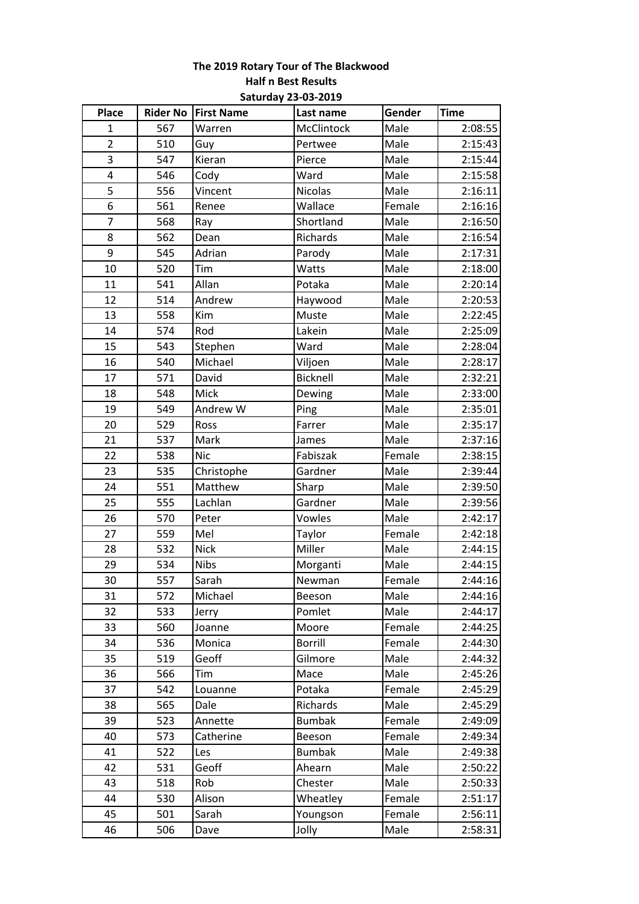**The 2019 Rotary Tour of The Blackwood**
**Half n Best Results**
**Saturday 23-03-2019**

| Place | Rider No | First Name | Last name | Gender | Time |
|---|---|---|---|---|---|
| 1 | 567 | Warren | McClintock | Male | 2:08:55 |
| 2 | 510 | Guy | Pertwee | Male | 2:15:43 |
| 3 | 547 | Kieran | Pierce | Male | 2:15:44 |
| 4 | 546 | Cody | Ward | Male | 2:15:58 |
| 5 | 556 | Vincent | Nicolas | Male | 2:16:11 |
| 6 | 561 | Renee | Wallace | Female | 2:16:16 |
| 7 | 568 | Ray | Shortland | Male | 2:16:50 |
| 8 | 562 | Dean | Richards | Male | 2:16:54 |
| 9 | 545 | Adrian | Parody | Male | 2:17:31 |
| 10 | 520 | Tim | Watts | Male | 2:18:00 |
| 11 | 541 | Allan | Potaka | Male | 2:20:14 |
| 12 | 514 | Andrew | Haywood | Male | 2:20:53 |
| 13 | 558 | Kim | Muste | Male | 2:22:45 |
| 14 | 574 | Rod | Lakein | Male | 2:25:09 |
| 15 | 543 | Stephen | Ward | Male | 2:28:04 |
| 16 | 540 | Michael | Viljoen | Male | 2:28:17 |
| 17 | 571 | David | Bicknell | Male | 2:32:21 |
| 18 | 548 | Mick | Dewing | Male | 2:33:00 |
| 19 | 549 | Andrew W | Ping | Male | 2:35:01 |
| 20 | 529 | Ross | Farrer | Male | 2:35:17 |
| 21 | 537 | Mark | James | Male | 2:37:16 |
| 22 | 538 | Nic | Fabiszak | Female | 2:38:15 |
| 23 | 535 | Christophe | Gardner | Male | 2:39:44 |
| 24 | 551 | Matthew | Sharp | Male | 2:39:50 |
| 25 | 555 | Lachlan | Gardner | Male | 2:39:56 |
| 26 | 570 | Peter | Vowles | Male | 2:42:17 |
| 27 | 559 | Mel | Taylor | Female | 2:42:18 |
| 28 | 532 | Nick | Miller | Male | 2:44:15 |
| 29 | 534 | Nibs | Morganti | Male | 2:44:15 |
| 30 | 557 | Sarah | Newman | Female | 2:44:16 |
| 31 | 572 | Michael | Beeson | Male | 2:44:16 |
| 32 | 533 | Jerry | Pomlet | Male | 2:44:17 |
| 33 | 560 | Joanne | Moore | Female | 2:44:25 |
| 34 | 536 | Monica | Borrill | Female | 2:44:30 |
| 35 | 519 | Geoff | Gilmore | Male | 2:44:32 |
| 36 | 566 | Tim | Mace | Male | 2:45:26 |
| 37 | 542 | Louanne | Potaka | Female | 2:45:29 |
| 38 | 565 | Dale | Richards | Male | 2:45:29 |
| 39 | 523 | Annette | Bumbak | Female | 2:49:09 |
| 40 | 573 | Catherine | Beeson | Female | 2:49:34 |
| 41 | 522 | Les | Bumbak | Male | 2:49:38 |
| 42 | 531 | Geoff | Ahearn | Male | 2:50:22 |
| 43 | 518 | Rob | Chester | Male | 2:50:33 |
| 44 | 530 | Alison | Wheatley | Female | 2:51:17 |
| 45 | 501 | Sarah | Youngson | Female | 2:56:11 |
| 46 | 506 | Dave | Jolly | Male | 2:58:31 |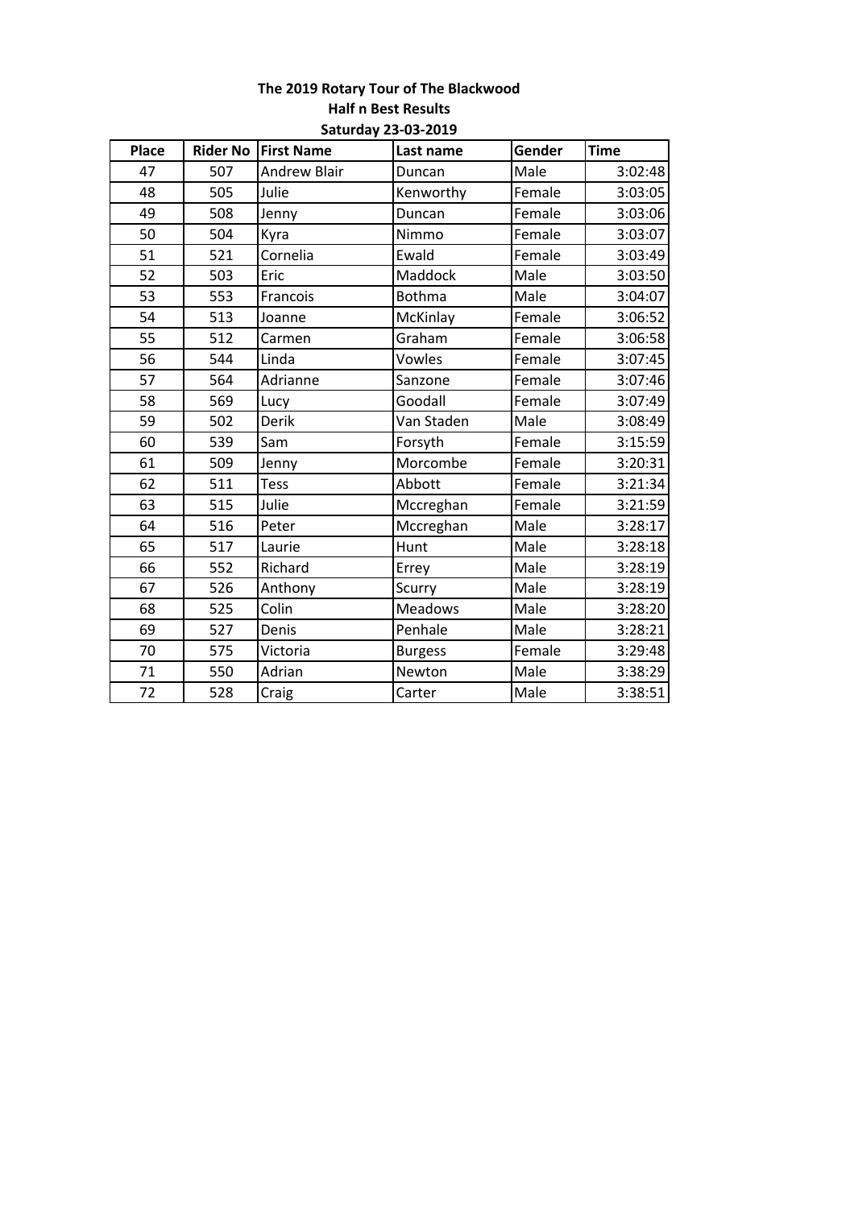**The 2019 Rotary Tour of The Blackwood**

**Half n Best Results**

**Saturday 23-03-2019**

| Place | Rider No | First Name | Last name | Gender | Time |
|---|---|---|---|---|---|
| 47 | 507 | Andrew Blair | Duncan | Male | 3:02:48 |
| 48 | 505 | Julie | Kenworthy | Female | 3:03:05 |
| 49 | 508 | Jenny | Duncan | Female | 3:03:06 |
| 50 | 504 | Kyra | Nimmo | Female | 3:03:07 |
| 51 | 521 | Cornelia | Ewald | Female | 3:03:49 |
| 52 | 503 | Eric | Maddock | Male | 3:03:50 |
| 53 | 553 | Francois | Bothma | Male | 3:04:07 |
| 54 | 513 | Joanne | McKinlay | Female | 3:06:52 |
| 55 | 512 | Carmen | Graham | Female | 3:06:58 |
| 56 | 544 | Linda | Vowles | Female | 3:07:45 |
| 57 | 564 | Adrianne | Sanzone | Female | 3:07:46 |
| 58 | 569 | Lucy | Goodall | Female | 3:07:49 |
| 59 | 502 | Derik | Van Staden | Male | 3:08:49 |
| 60 | 539 | Sam | Forsyth | Female | 3:15:59 |
| 61 | 509 | Jenny | Morcombe | Female | 3:20:31 |
| 62 | 511 | Tess | Abbott | Female | 3:21:34 |
| 63 | 515 | Julie | Mccreghan | Female | 3:21:59 |
| 64 | 516 | Peter | Mccreghan | Male | 3:28:17 |
| 65 | 517 | Laurie | Hunt | Male | 3:28:18 |
| 66 | 552 | Richard | Errey | Male | 3:28:19 |
| 67 | 526 | Anthony | Scurry | Male | 3:28:19 |
| 68 | 525 | Colin | Meadows | Male | 3:28:20 |
| 69 | 527 | Denis | Penhale | Male | 3:28:21 |
| 70 | 575 | Victoria | Burgess | Female | 3:29:48 |
| 71 | 550 | Adrian | Newton | Male | 3:38:29 |
| 72 | 528 | Craig | Carter | Male | 3:38:51 |